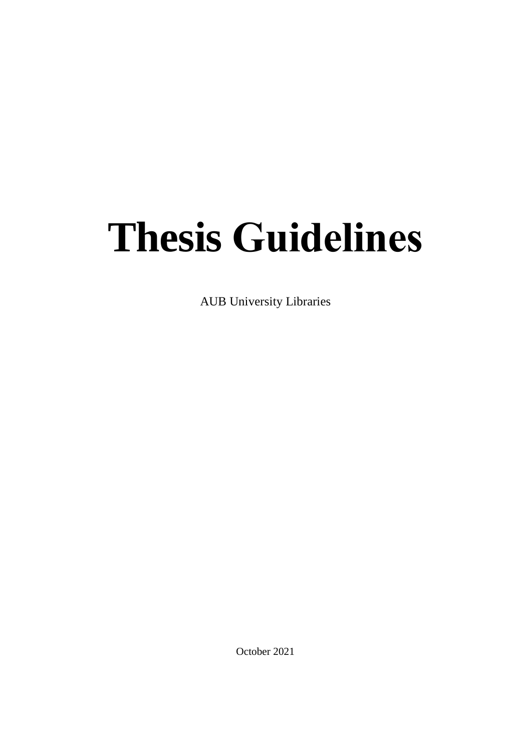# Thesis Guidelines

AUB University Libraries

October 2021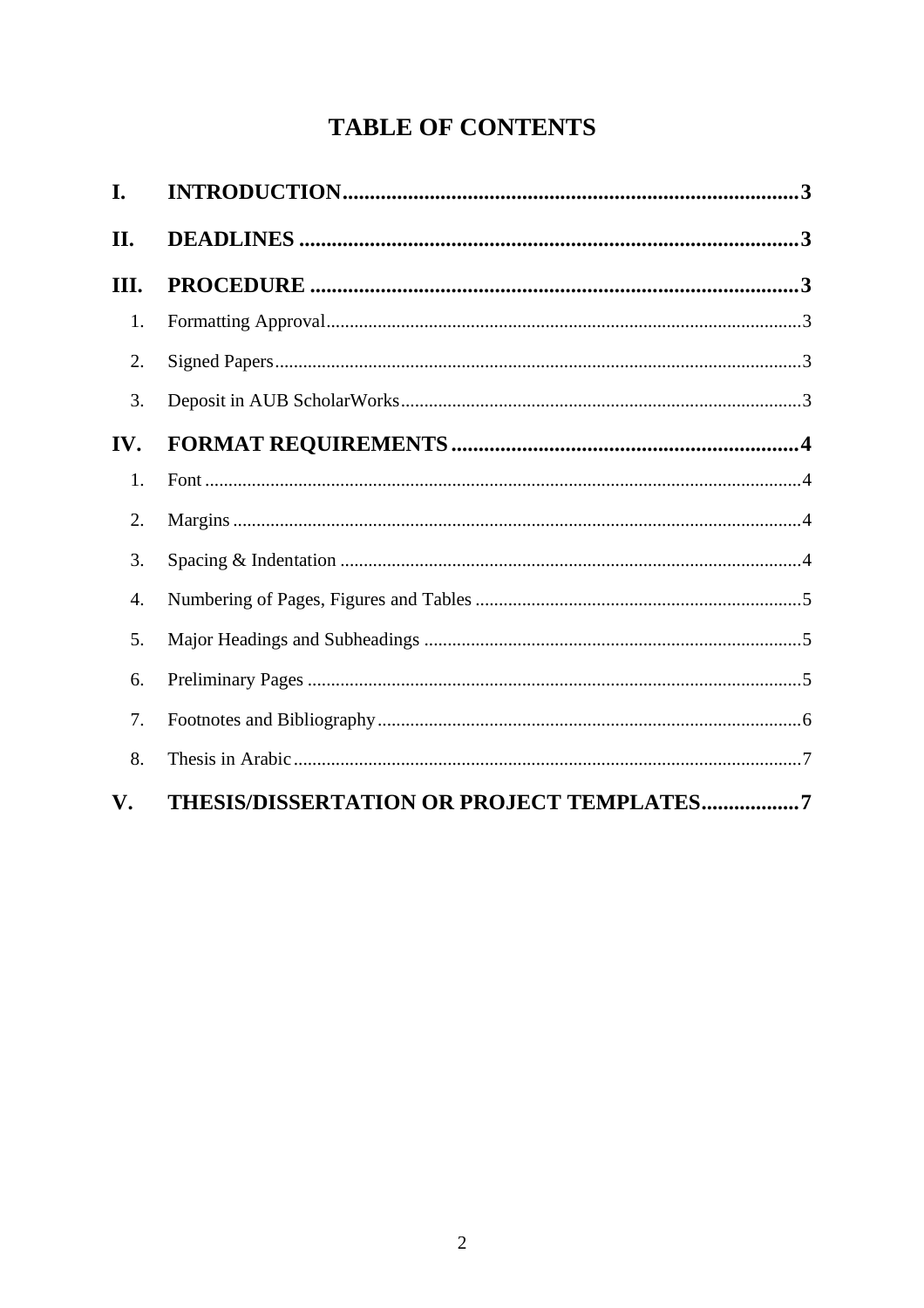# TABLE OF CONTENTS

**I. INTRODUCTION** .................................................. **3**

**II. DEADLINES** .................................................. **3**

**III. PROCEDURE** .................................................. **3**

1. Formatting Approval .................................................. 3
2. Signed Papers .................................................. 3
3. Deposit in AUB ScholarWorks .................................................. 3

**IV. FORMAT REQUIREMENTS** .................................................. **4**

1. Font .................................................. 4
2. Margins .................................................. 4
3. Spacing & Indentation .................................................. 4
4. Numbering of Pages, Figures and Tables .................................................. 5
5. Major Headings and Subheadings .................................................. 5
6. Preliminary Pages .................................................. 5
7. Footnotes and Bibliography .................................................. 6
8. Thesis in Arabic .................................................. 7

**V. THESIS/DISSERTATION OR PROJECT TEMPLATES** .................................................. **7**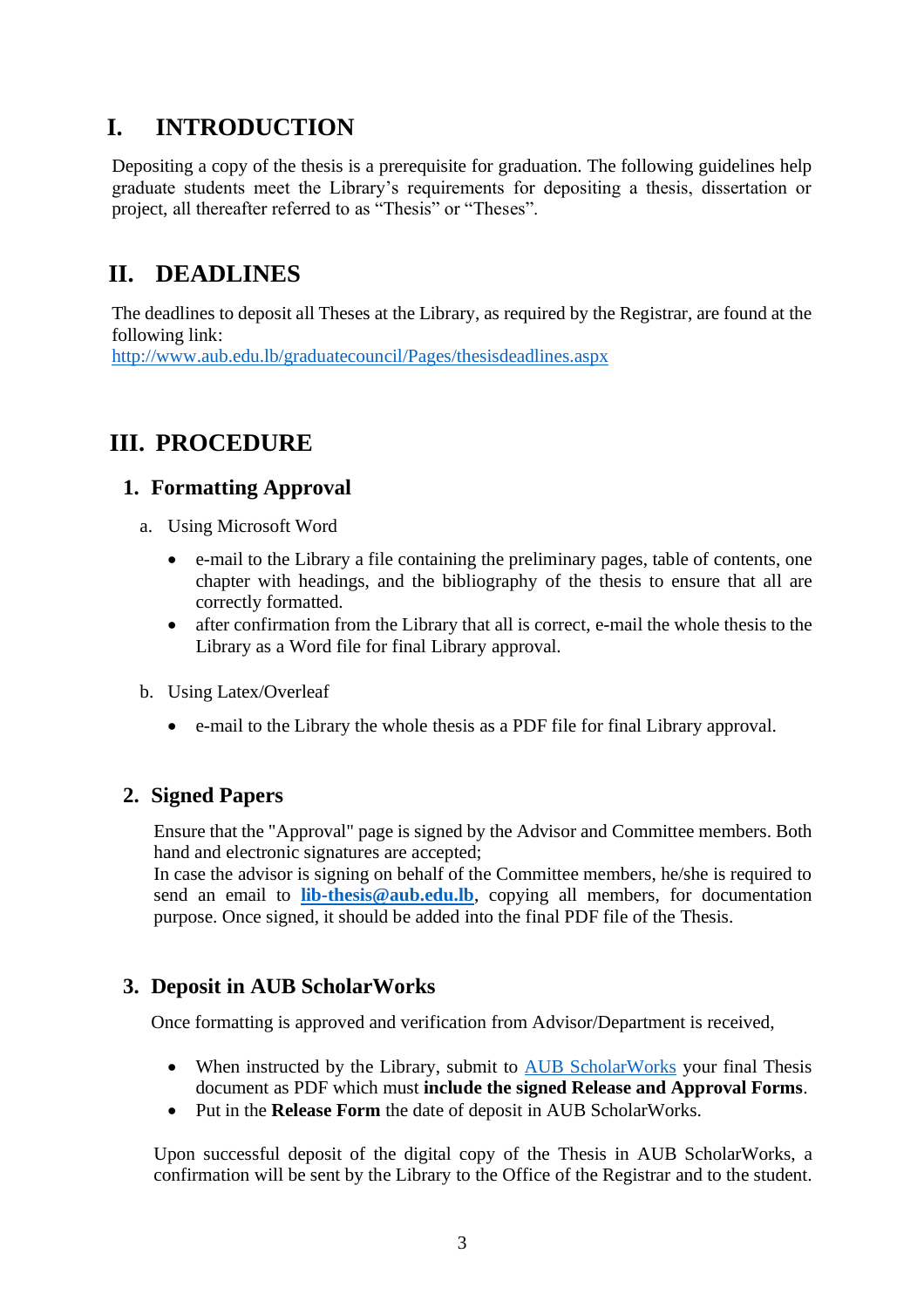# I. INTRODUCTION

Depositing a copy of the thesis is a prerequisite for graduation. The following guidelines help graduate students meet the Library's requirements for depositing a thesis, dissertation or project, all thereafter referred to as "Thesis" or "Theses".

# II. DEADLINES

The deadlines to deposit all Theses at the Library, as required by the Registrar, are found at the following link:
[http://www.aub.edu.lb/graduatecouncil/Pages/thesisdeadlines.aspx](http://www.aub.edu.lb/graduatecouncil/Pages/thesisdeadlines.aspx)

# III. PROCEDURE

## 1. Formatting Approval

a. Using Microsoft Word

- e-mail to the Library a file containing the preliminary pages, table of contents, one chapter with headings, and the bibliography of the thesis to ensure that all are correctly formatted.
- after confirmation from the Library that all is correct, e-mail the whole thesis to the Library as a Word file for final Library approval.

b. Using Latex/Overleaf

- e-mail to the Library the whole thesis as a PDF file for final Library approval.

## 2. Signed Papers

Ensure that the "Approval" page is signed by the Advisor and Committee members. Both hand and electronic signatures are accepted;
In case the advisor is signing on behalf of the Committee members, he/she is required to send an email to **[lib-thesis@aub.edu.lb](mailto:lib-thesis@aub.edu.lb)**, copying all members, for documentation purpose. Once signed, it should be added into the final PDF file of the Thesis.

## 3. Deposit in AUB ScholarWorks

Once formatting is approved and verification from Advisor/Department is received,

- When instructed by the Library, submit to AUB ScholarWorks your final Thesis document as PDF which must **include the signed Release and Approval Forms**.
- Put in the **Release Form** the date of deposit in AUB ScholarWorks.

Upon successful deposit of the digital copy of the Thesis in AUB ScholarWorks, a confirmation will be sent by the Library to the Office of the Registrar and to the student.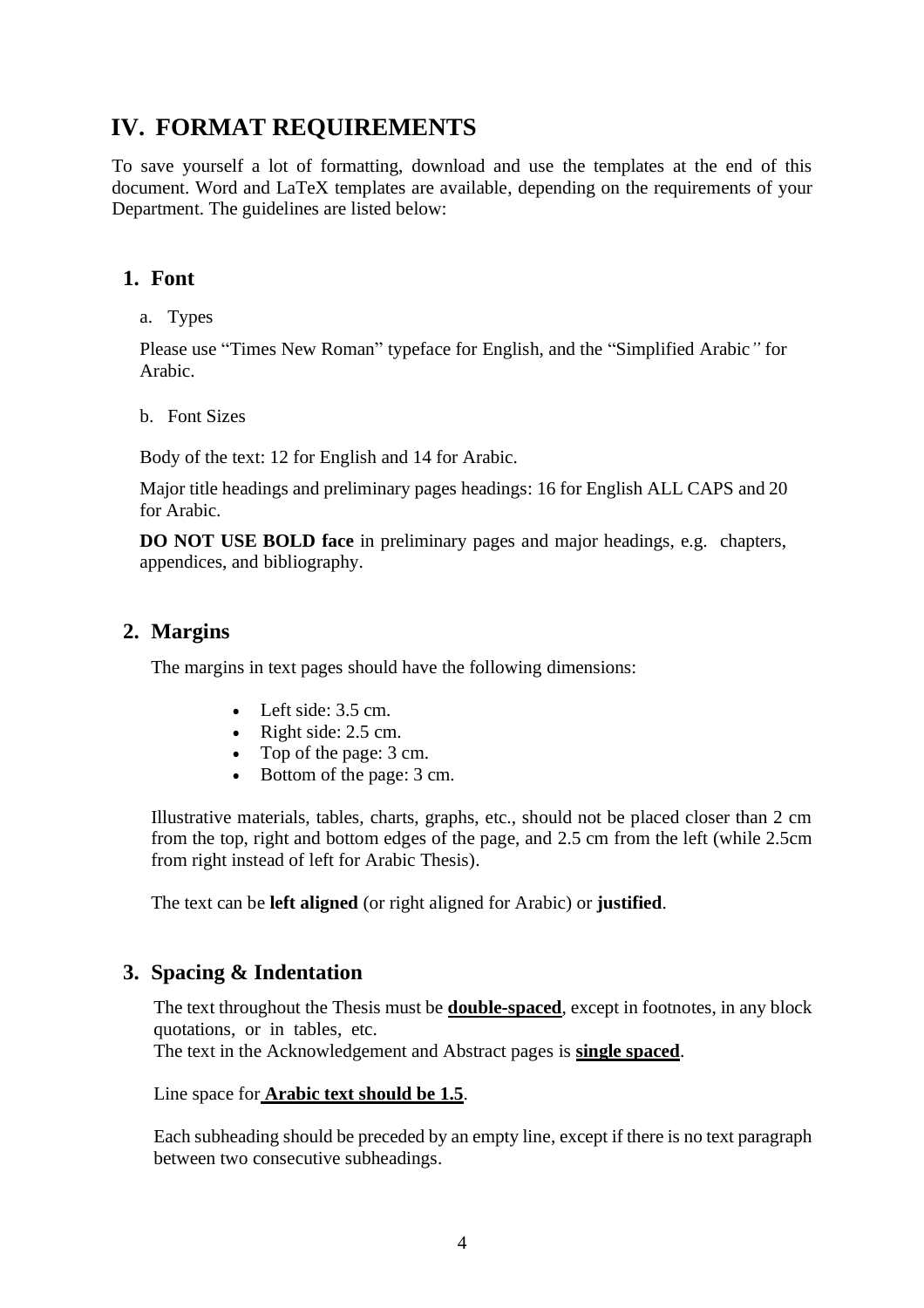# IV. FORMAT REQUIREMENTS

To save yourself a lot of formatting, download and use the templates at the end of this document. Word and LaTeX templates are available, depending on the requirements of your Department. The guidelines are listed below:

## 1. Font

a. Types

Please use "Times New Roman" typeface for English, and the "Simplified Arabic" for Arabic.

b. Font Sizes

Body of the text: 12 for English and 14 for Arabic.

Major title headings and preliminary pages headings: 16 for English ALL CAPS and 20 for Arabic.

**DO NOT USE BOLD face** in preliminary pages and major headings, e.g. chapters, appendices, and bibliography.

## 2. Margins

The margins in text pages should have the following dimensions:

- Left side: 3.5 cm.
- Right side: 2.5 cm.
- Top of the page: 3 cm.
- Bottom of the page: 3 cm.

Illustrative materials, tables, charts, graphs, etc., should not be placed closer than 2 cm from the top, right and bottom edges of the page, and 2.5 cm from the left (while 2.5cm from right instead of left for Arabic Thesis).

The text can be **left aligned** (or right aligned for Arabic) or **justified**.

## 3. Spacing & Indentation

The text throughout the Thesis must be **double-spaced**, except in footnotes, in any block quotations, or in tables, etc.

The text in the Acknowledgement and Abstract pages is **single spaced**.

Line space for **Arabic text should be 1.5**.

Each subheading should be preceded by an empty line, except if there is no text paragraph between two consecutive subheadings.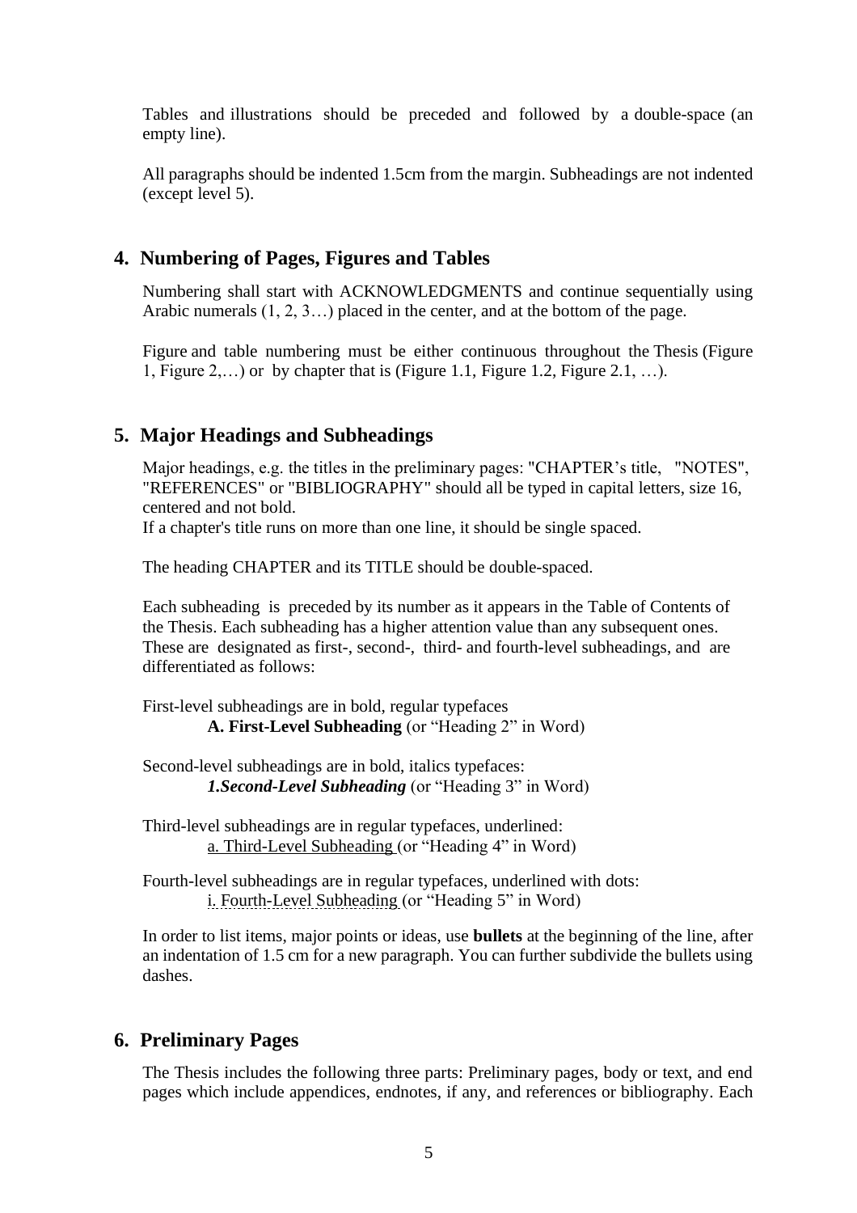Tables and illustrations should be preceded and followed by a double-space (an empty line).

All paragraphs should be indented 1.5cm from the margin. Subheadings are not indented (except level 5).

## 4. Numbering of Pages, Figures and Tables

Numbering shall start with ACKNOWLEDGMENTS and continue sequentially using Arabic numerals (1, 2, 3…) placed in the center, and at the bottom of the page.

Figure and table numbering must be either continuous throughout the Thesis (Figure 1, Figure 2,…) or by chapter that is (Figure 1.1, Figure 1.2, Figure 2.1, …).

## 5. Major Headings and Subheadings

Major headings, e.g. the titles in the preliminary pages: "CHAPTER's title, "NOTES", "REFERENCES" or "BIBLIOGRAPHY" should all be typed in capital letters, size 16, centered and not bold.
If a chapter's title runs on more than one line, it should be single spaced.

The heading CHAPTER and its TITLE should be double-spaced.

Each subheading is preceded by its number as it appears in the Table of Contents of the Thesis. Each subheading has a higher attention value than any subsequent ones. These are designated as first-, second-, third- and fourth-level subheadings, and are differentiated as follows:

First-level subheadings are in bold, regular typefaces

**A. First-Level Subheading** (or "Heading 2" in Word)

Second-level subheadings are in bold, italics typefaces:

***1.Second-Level Subheading*** (or "Heading 3" in Word)

Third-level subheadings are in regular typefaces, underlined:

<u>a. Third-Level Subheading</u> (or "Heading 4" in Word)

Fourth-level subheadings are in regular typefaces, underlined with dots:

i. Fourth-Level Subheading (or "Heading 5" in Word)

In order to list items, major points or ideas, use **bullets** at the beginning of the line, after an indentation of 1.5 cm for a new paragraph. You can further subdivide the bullets using dashes.

## 6. Preliminary Pages

The Thesis includes the following three parts: Preliminary pages, body or text, and end pages which include appendices, endnotes, if any, and references or bibliography. Each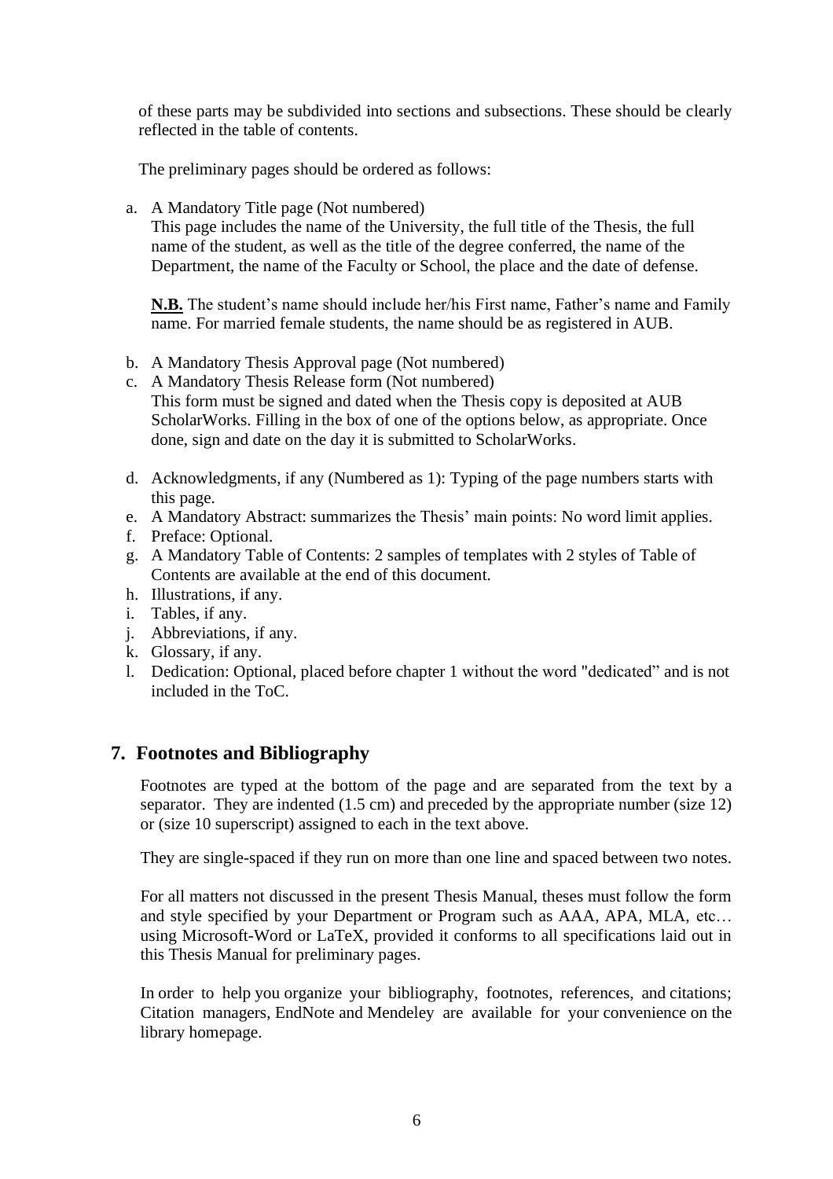of these parts may be subdivided into sections and subsections. These should be clearly reflected in the table of contents.

The preliminary pages should be ordered as follows:

a. A Mandatory Title page (Not numbered)
   This page includes the name of the University, the full title of the Thesis, the full name of the student, as well as the title of the degree conferred, the name of the Department, the name of the Faculty or School, the place and the date of defense.

   **N.B.** The student's name should include her/his First name, Father's name and Family name. For married female students, the name should be as registered in AUB.

b. A Mandatory Thesis Approval page (Not numbered)
c. A Mandatory Thesis Release form (Not numbered)
   This form must be signed and dated when the Thesis copy is deposited at AUB ScholarWorks. Filling in the box of one of the options below, as appropriate. Once done, sign and date on the day it is submitted to ScholarWorks.

d. Acknowledgments, if any (Numbered as 1): Typing of the page numbers starts with this page.
e. A Mandatory Abstract: summarizes the Thesis' main points: No word limit applies.
f. Preface: Optional.
g. A Mandatory Table of Contents: 2 samples of templates with 2 styles of Table of Contents are available at the end of this document.
h. Illustrations, if any.
i. Tables, if any.
j. Abbreviations, if any.
k. Glossary, if any.
l. Dedication: Optional, placed before chapter 1 without the word "dedicated" and is not included in the ToC.

## 7. Footnotes and Bibliography

Footnotes are typed at the bottom of the page and are separated from the text by a separator. They are indented (1.5 cm) and preceded by the appropriate number (size 12) or (size 10 superscript) assigned to each in the text above.

They are single-spaced if they run on more than one line and spaced between two notes.

For all matters not discussed in the present Thesis Manual, theses must follow the form and style specified by your Department or Program such as AAA, APA, MLA, etc… using Microsoft-Word or LaTeX, provided it conforms to all specifications laid out in this Thesis Manual for preliminary pages.

In order to help you organize your bibliography, footnotes, references, and citations; Citation managers, EndNote and Mendeley are available for your convenience on the library homepage.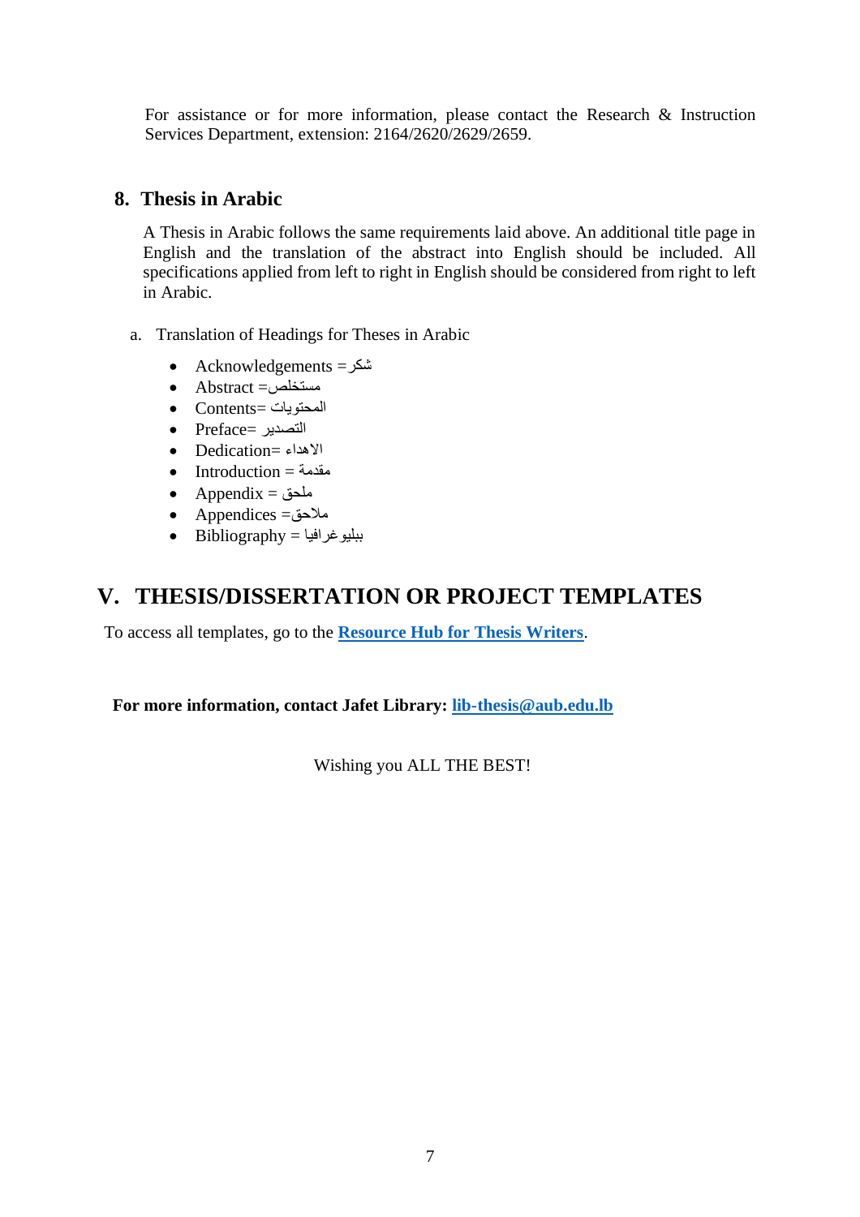For assistance or for more information, please contact the Research & Instruction Services Department, extension: 2164/2620/2629/2659.

## 8. Thesis in Arabic

A Thesis in Arabic follows the same requirements laid above. An additional title page in English and the translation of the abstract into English should be included. All specifications applied from left to right in English should be considered from right to left in Arabic.

a. Translation of Headings for Theses in Arabic

- Acknowledgements = شكر
- Abstract =مستخلص
- Contents= المحتويات
- Preface= التصدير
- Dedication= الاهداء
- Introduction = مقدمة
- Appendix = ملحق
- Appendices =ملاحق
- Bibliography = ببليوغرافيا

# V. THESIS/DISSERTATION OR PROJECT TEMPLATES

To access all templates, go to the **Resource Hub for Thesis Writers**.

**For more information, contact Jafet Library: lib-thesis@aub.edu.lb**

Wishing you ALL THE BEST!